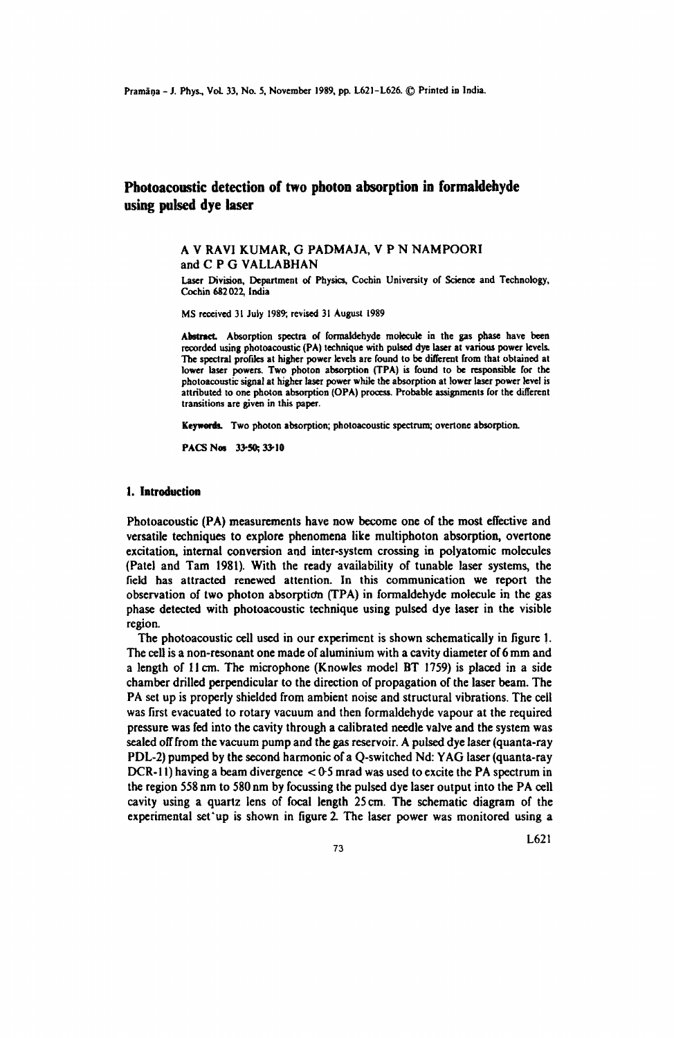# Photoacoustic detection of two photon absorption in formaldehyde using pulsed dye laser

A V RAVI KUMAR, G PADMAJA, V P N NAMPOORI and C P G VALLABHAN

Laser Division, Department of Physics, Cochin University of Science and Technology, Cochin 682 022, India

MS received 31 July 1989; revised 31 August 1989

**Abstract.** Absorption spectra of formaldehyde molecule in the gas phase have been recorded using photoacoustic (PA) technique with pulsed dye laser at various power levels. The spectral profiles at higher power levels are found to be different from that obtained at lower laser powers. Two photon absorption (TPA) is found to be responsible for the photoacoustic signal at higher laser power while the absorption at lower laser power level is attributed to one photon absorption (OPA) process. Probable assignments for the different transitions are given in this paper.

**Keywords.** Two photon absorption; photoacoustic spectrum; overtone absorption.

**PACS Nos** 33·50; 33·10

## 1. Introduction

Photoacoustic (PA) measurements have now become one of the most effective and versatile techniques to explore phenomena like multiphoton absorption, overtone excitation, internal conversion and inter-system crossing in polyatomic molecules (Patel and Tam 1981). With the ready availability of tunable laser systems, the field has attracted renewed attention. In this communication we report the observation of two photon absorption (TPA) in formaldehyde molecule in the gas phase detected with photoacoustic technique using pulsed dye laser in the visible region.

The photoacoustic cell used in our experiment is shown schematically in figure 1. The cell is a non-resonant one made of aluminium with a cavity diameter of 6 mm and a length of 11 cm. The microphone (Knowles model BT 1759) is placed in a side chamber drilled perpendicular to the direction of propagation of the laser beam. The PA set up is properly shielded from ambient noise and structural vibrations. The cell was first evacuated to rotary vacuum and then formaldehyde vapour at the required pressure was fed into the cavity through a calibrated needle valve and the system was sealed off from the vacuum pump and the gas reservoir. A pulsed dye laser (quanta-ray PDL-2) pumped by the second harmonic of a Q-switched Nd: YAG laser (quanta-ray DCR-11) having a beam divergence < 0·5 mrad was used to excite the PA spectrum in the region 558 nm to 580 nm by focussing the pulsed dye laser output into the PA cell cavity using a quartz lens of focal length 25 cm. The schematic diagram of the experimental set-up is shown in figure 2. The laser power was monitored using a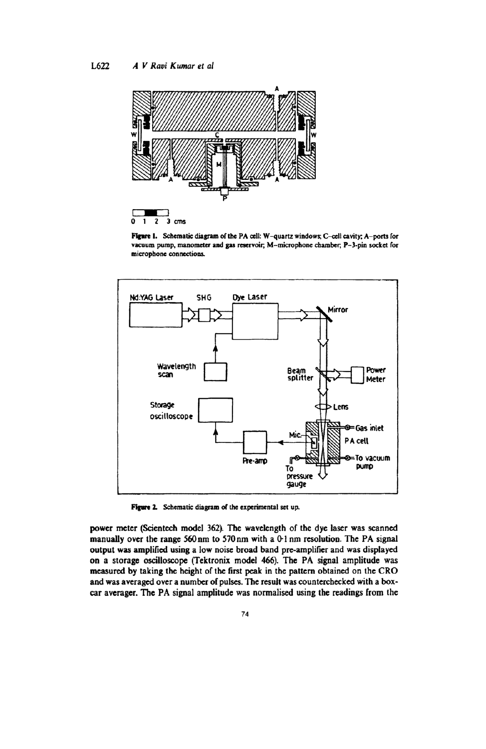Figure 1. Schematic diagram of the PA cell: W–quartz windows; C–cell cavity; A–ports for vacuum pump, manometer and gas reservoir; M–microphone chamber; P–3-pin socket for microphone connections.

Figure 2. Schematic diagram of the experimental set up.

power meter (Scientech model 362). The wavelength of the dye laser was scanned manually over the range 560 nm to 570 nm with a 0·1 nm resolution. The PA signal output was amplified using a low noise broad band pre-amplifier and was displayed on a storage oscilloscope (Tektronix model 466). The PA signal amplitude was measured by taking the height of the first peak in the pattern obtained on the CRO and was averaged over a number of pulses. The result was counterchecked with a box-car averager. The PA signal amplitude was normalised using the readings from the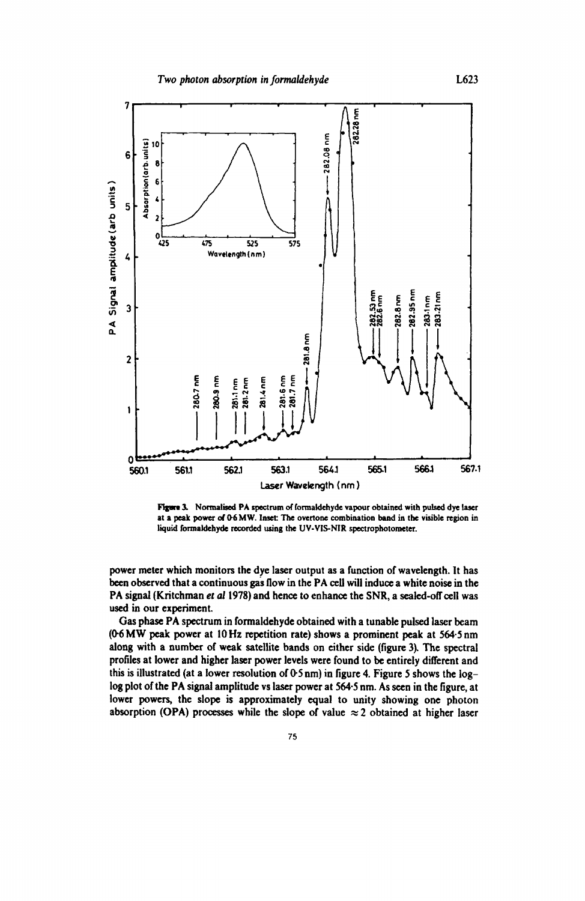Figure 3. Normalised PA spectrum of formaldehyde vapour obtained with pulsed dye laser at a peak power of 0·6 MW. Inset: The overtone combination band in the visible region in liquid formaldehyde recorded using the UV-VIS-NIR spectrophotometer.

power meter which monitors the dye laser output as a function of wavelength. It has been observed that a continuous gas flow in the PA cell will induce a white noise in the PA signal (Kritchman *et al* 1978) and hence to enhance the SNR, a sealed-off cell was used in our experiment.

Gas phase PA spectrum in formaldehyde obtained with a tunable pulsed laser beam (0·6 MW peak power at 10 Hz repetition rate) shows a prominent peak at 564·5 nm along with a number of weak satellite bands on either side (figure 3). The spectral profiles at lower and higher laser power levels were found to be entirely different and this is illustrated (at a lower resolution of 0·5 nm) in figure 4. Figure 5 shows the log–log plot of the PA signal amplitude vs laser power at 564·5 nm. As seen in the figure, at lower powers, the slope is approximately equal to unity showing one photon absorption (OPA) processes while the slope of value $\approx 2$ obtained at higher laser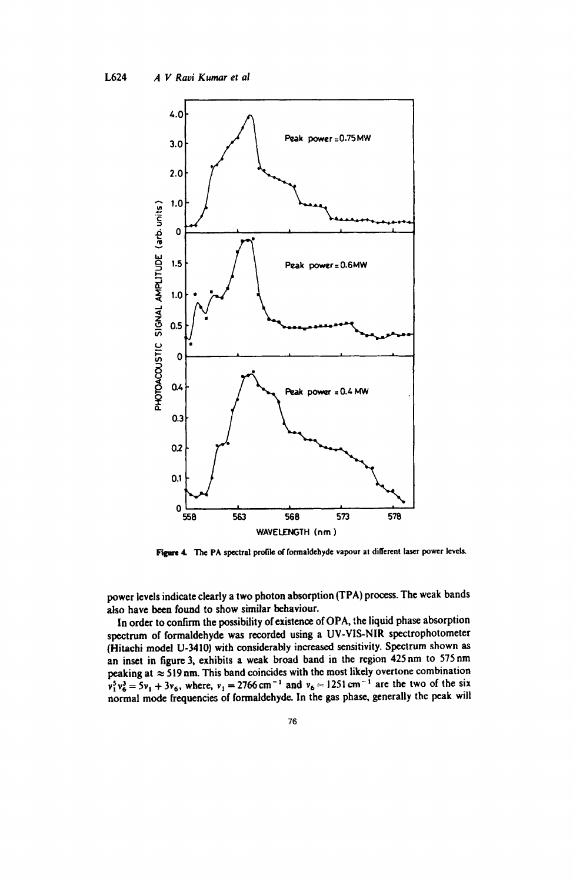Figure 4. The PA spectral profile of formaldehyde vapour at different laser power levels.

power levels indicate clearly a two photon absorption (TPA) process. The weak bands also have been found to show similar behaviour.

In order to confirm the possibility of existence of OPA, the liquid phase absorption spectrum of formaldehyde was recorded using a UV-VIS-NIR spectrophotometer (Hitachi model U-3410) with considerably increased sensitivity. Spectrum shown as an inset in figure 3, exhibits a weak broad band in the region 425 nm to 575 nm peaking at ≈ 519 nm. This band coincides with the most likely overtone combination $\nu_1^5\nu_6^3 = 5\nu_1 + 3\nu_6$, where, $\nu_1 = 2766\,\mathrm{cm^{-1}}$ and $\nu_6 = 1251\,\mathrm{cm^{-1}}$ are the two of the six normal mode frequencies of formaldehyde. In the gas phase, generally the peak will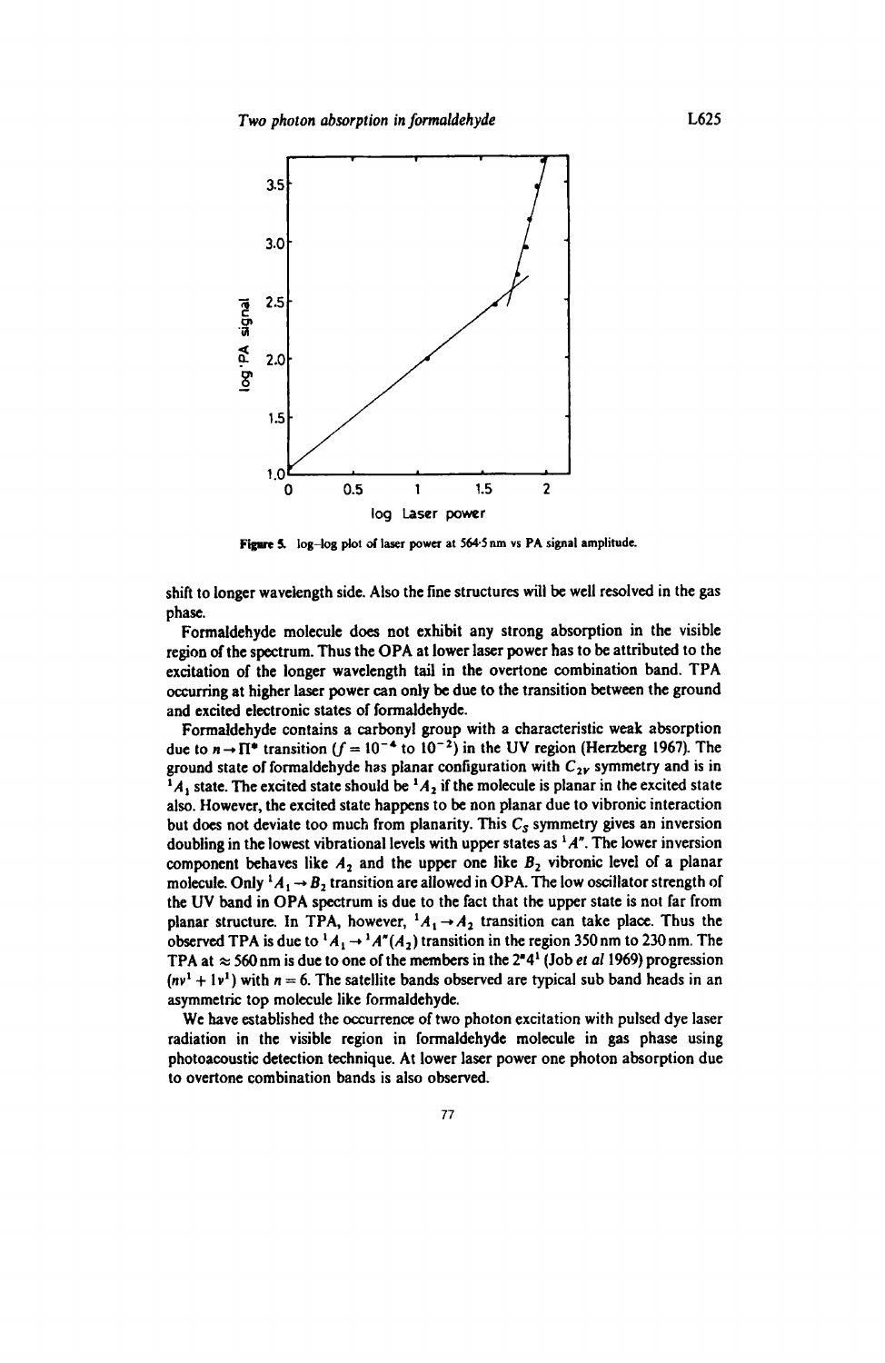Figure 5. log–log plot of laser power at 564·5 nm vs PA signal amplitude.

shift to longer wavelength side. Also the fine structures will be well resolved in the gas phase.

Formaldehyde molecule does not exhibit any strong absorption in the visible region of the spectrum. Thus the OPA at lower laser power has to be attributed to the excitation of the longer wavelength tail in the overtone combination band. TPA occurring at higher laser power can only be due to the transition between the ground and excited electronic states of formaldehyde.

Formaldehyde contains a carbonyl group with a characteristic weak absorption due to $n \rightarrow \Pi^*$ transition ($f = 10^{-4}$ to $10^{-2}$) in the UV region (Herzberg 1967). The ground state of formaldehyde has planar configuration with $C_{2V}$ symmetry and is in $^1A_1$ state. The excited state should be $^1A_2$ if the molecule is planar in the excited state also. However, the excited state happens to be non planar due to vibronic interaction but does not deviate too much from planarity. This $C_S$ symmetry gives an inversion doubling in the lowest vibrational levels with upper states as $^1A''$. The lower inversion component behaves like $A_2$ and the upper one like $B_2$ vibronic level of a planar molecule. Only $^1A_1 \rightarrow B_2$ transition are allowed in OPA. The low oscillator strength of the UV band in OPA spectrum is due to the fact that the upper state is not far from planar structure. In TPA, however, $^1A_1 \rightarrow A_2$ transition can take place. Thus the observed TPA is due to $^1A_1 \rightarrow {}^1A''(A_2)$ transition in the region 350 nm to 230 nm. The TPA at $\approx$ 560 nm is due to one of the members in the $2^n4^1$ (Job *et al* 1969) progression ($nv^1 + 1v^1$) with $n = 6$. The satellite bands observed are typical sub band heads in an asymmetric top molecule like formaldehyde.

We have established the occurrence of two photon excitation with pulsed dye laser radiation in the visible region in formaldehyde molecule in gas phase using photoacoustic detection technique. At lower laser power one photon absorption due to overtone combination bands is also observed.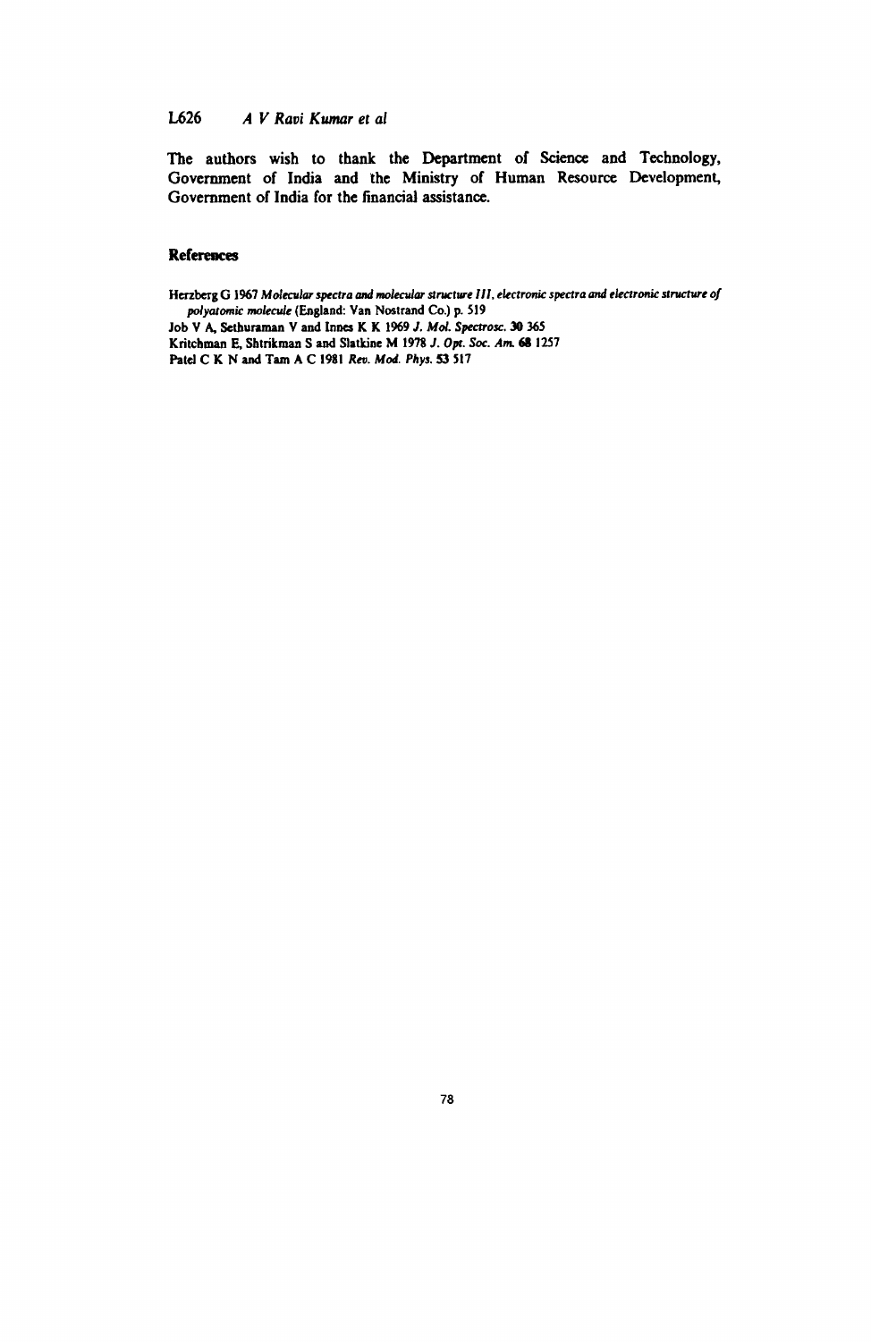The authors wish to thank the Department of Science and Technology, Government of India and the Ministry of Human Resource Development, Government of India for the financial assistance.

## References

Herzberg G 1967 *Molecular spectra and molecular structure III, electronic spectra and electronic structure of polyatomic molecule* (England: Van Nostrand Co.) p. 519

Job V A, Sethuraman V and Innes K K 1969 *J. Mol. Spectrosc.* **30** 365

Kritchman E, Shtrikman S and Slatkine M 1978 *J. Opt. Soc. Am.* **68** 1257

Patel C K N and Tam A C 1981 *Rev. Mod. Phys.* **53** 517